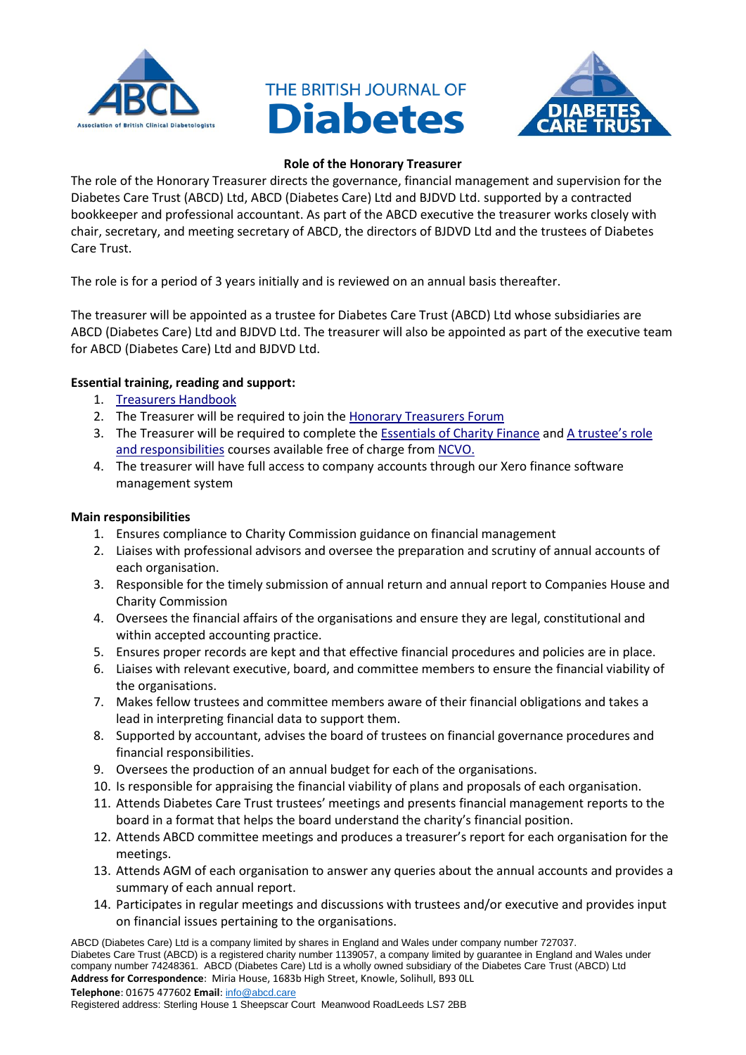**Role of the Honorary Treasurer**

The role of the Honorary Treasurer directs the governance, financial management and supervision for the Diabetes Care Trust (ABCD) Ltd, ABCD (Diabetes Care) Ltd and BJDVD Ltd. supported by a contracted bookkeeper and professional accountant. As part of the ABCD executive the treasurer works closely with chair, secretary, and meeting secretary of ABCD, the directors of BJDVD Ltd and the trustees of Diabetes Care Trust.

The role is for a period of 3 years initially and is reviewed on an annual basis thereafter.

The treasurer will be appointed as a trustee for Diabetes Care Trust (ABCD) Ltd whose subsidiaries are ABCD (Diabetes Care) Ltd and BJDVD Ltd. The treasurer will also be appointed as part of the executive team for ABCD (Diabetes Care) Ltd and BJDVD Ltd.

**Essential training, reading and support:**

1. Treasurers Handbook
2. The Treasurer will be required to join the Honorary Treasurers Forum
3. The Treasurer will be required to complete the Essentials of Charity Finance and A trustee's role and responsibilities courses available free of charge from NCVO.
4. The treasurer will have full access to company accounts through our Xero finance software management system

**Main responsibilities**

1. Ensures compliance to Charity Commission guidance on financial management
2. Liaises with professional advisors and oversee the preparation and scrutiny of annual accounts of each organisation.
3. Responsible for the timely submission of annual return and annual report to Companies House and Charity Commission
4. Oversees the financial affairs of the organisations and ensure they are legal, constitutional and within accepted accounting practice.
5. Ensures proper records are kept and that effective financial procedures and policies are in place.
6. Liaises with relevant executive, board, and committee members to ensure the financial viability of the organisations.
7. Makes fellow trustees and committee members aware of their financial obligations and takes a lead in interpreting financial data to support them.
8. Supported by accountant, advises the board of trustees on financial governance procedures and financial responsibilities.
9. Oversees the production of an annual budget for each of the organisations.
10. Is responsible for appraising the financial viability of plans and proposals of each organisation.
11. Attends Diabetes Care Trust trustees' meetings and presents financial management reports to the board in a format that helps the board understand the charity's financial position.
12. Attends ABCD committee meetings and produces a treasurer's report for each organisation for the meetings.
13. Attends AGM of each organisation to answer any queries about the annual accounts and provides a summary of each annual report.
14. Participates in regular meetings and discussions with trustees and/or executive and provides input on financial issues pertaining to the organisations.

ABCD (Diabetes Care) Ltd is a company limited by shares in England and Wales under company number 727037.
Diabetes Care Trust (ABCD) is a registered charity number 1139057, a company limited by guarantee in England and Wales under company number 74248361. ABCD (Diabetes Care) Ltd is a wholly owned subsidiary of the Diabetes Care Trust (ABCD) Ltd
**Address for Correspondence**: Miria House, 1683b High Street, Knowle, Solihull, B93 0LL
**Telephone**: 01675 477602 **Email**: info@abcd.care
Registered address: Sterling House 1 Sheepscar Court Meanwood RoadLeeds LS7 2BB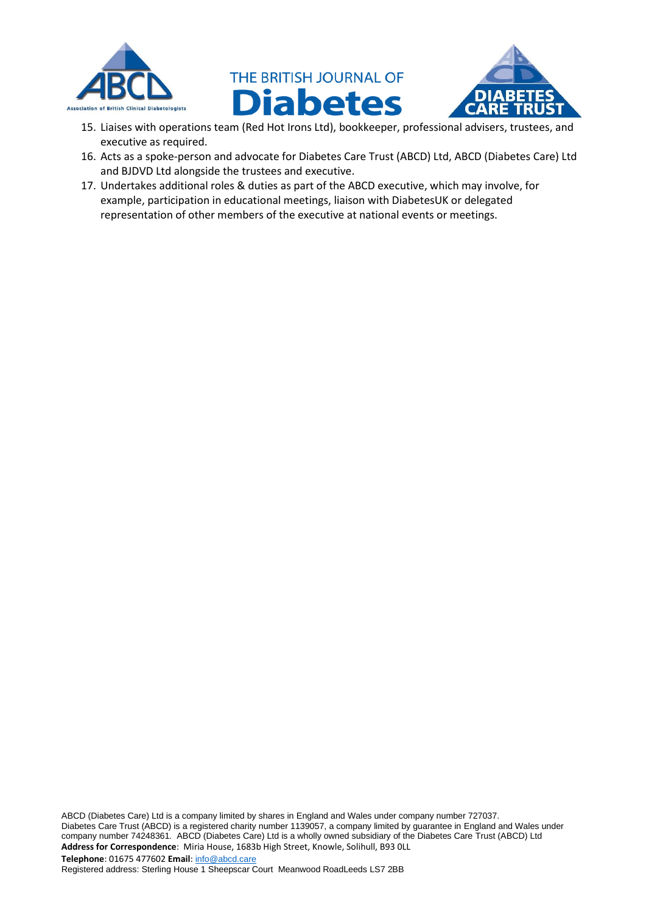15. Liaises with operations team (Red Hot Irons Ltd), bookkeeper, professional advisers, trustees, and executive as required.
16. Acts as a spoke-person and advocate for Diabetes Care Trust (ABCD) Ltd, ABCD (Diabetes Care) Ltd and BJDVD Ltd alongside the trustees and executive.
17. Undertakes additional roles & duties as part of the ABCD executive, which may involve, for example, participation in educational meetings, liaison with DiabetesUK or delegated representation of other members of the executive at national events or meetings.